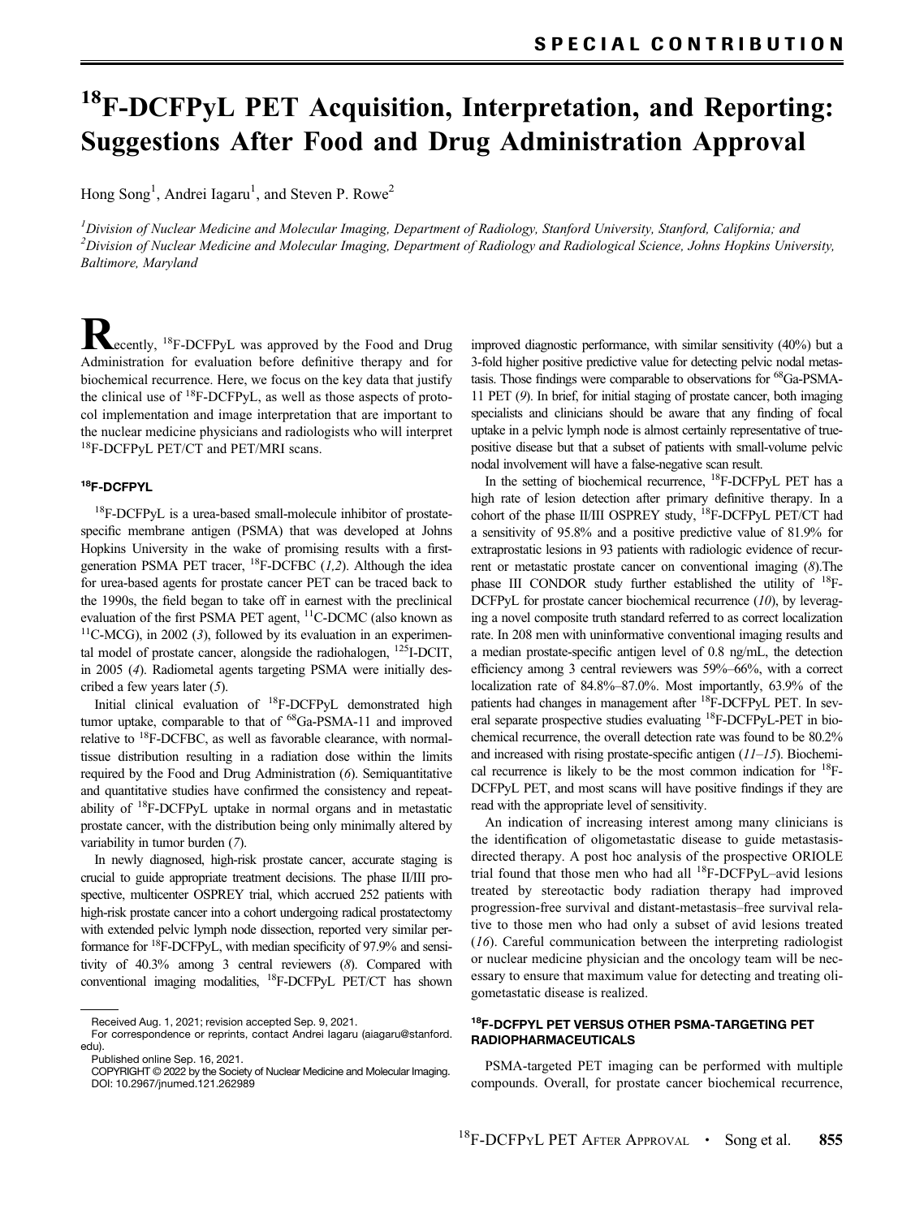# $^{18}$F-DCFPyL PET Acquisition, Interpretation, and Reporting: Suggestions After Food and Drug Administration Approval

Hong Song[1], Andrei Iagaru[1], and Steven P. Rowe[2]

*[1]Division of Nuclear Medicine and Molecular Imaging, Department of Radiology, Stanford University, Stanford, California; and [2]Division of Nuclear Medicine and Molecular Imaging, Department of Radiology and Radiological Science, Johns Hopkins University, Baltimore, Maryland*

Recently, $^{18}$F-DCFPyL was approved by the Food and Drug Administration for evaluation before definitive therapy and for biochemical recurrence. Here, we focus on the key data that justify the clinical use of $^{18}$F-DCFPyL, as well as those aspects of protocol implementation and image interpretation that are important to the nuclear medicine physicians and radiologists who will interpret $^{18}$F-DCFPyL PET/CT and PET/MRI scans.

## $^{18}$F-DCFPYL

$^{18}$F-DCFPyL is a urea-based small-molecule inhibitor of prostate-specific membrane antigen (PSMA) that was developed at Johns Hopkins University in the wake of promising results with a first-generation PSMA PET tracer, $^{18}$F-DCFBC (*1,2*). Although the idea for urea-based agents for prostate cancer PET can be traced back to the 1990s, the field began to take off in earnest with the preclinical evaluation of the first PSMA PET agent, $^{11}$C-DCMC (also known as $^{11}$C-MCG), in 2002 (*3*), followed by its evaluation in an experimental model of prostate cancer, alongside the radiohalogen, $^{125}$I-DCIT, in 2005 (*4*). Radiometal agents targeting PSMA were initially described a few years later (*5*).

Initial clinical evaluation of $^{18}$F-DCFPyL demonstrated high tumor uptake, comparable to that of $^{68}$Ga-PSMA-11 and improved relative to $^{18}$F-DCFBC, as well as favorable clearance, with normal-tissue distribution resulting in a radiation dose within the limits required by the Food and Drug Administration (*6*). Semiquantitative and quantitative studies have confirmed the consistency and repeatability of $^{18}$F-DCFPyL uptake in normal organs and in metastatic prostate cancer, with the distribution being only minimally altered by variability in tumor burden (*7*).

In newly diagnosed, high-risk prostate cancer, accurate staging is crucial to guide appropriate treatment decisions. The phase II/III prospective, multicenter OSPREY trial, which accrued 252 patients with high-risk prostate cancer into a cohort undergoing radical prostatectomy with extended pelvic lymph node dissection, reported very similar performance for $^{18}$F-DCFPyL, with median specificity of 97.9% and sensitivity of 40.3% among 3 central reviewers (*8*). Compared with conventional imaging modalities, $^{18}$F-DCFPyL PET/CT has shown improved diagnostic performance, with similar sensitivity (40%) but a 3-fold higher positive predictive value for detecting pelvic nodal metastasis. Those findings were comparable to observations for $^{68}$Ga-PSMA-11 PET (*9*). In brief, for initial staging of prostate cancer, both imaging specialists and clinicians should be aware that any finding of focal uptake in a pelvic lymph node is almost certainly representative of true-positive disease but that a subset of patients with small-volume pelvic nodal involvement will have a false-negative scan result.

In the setting of biochemical recurrence, $^{18}$F-DCFPyL PET has a high rate of lesion detection after primary definitive therapy. In a cohort of the phase II/III OSPREY study, $^{18}$F-DCFPyL PET/CT had a sensitivity of 95.8% and a positive predictive value of 81.9% for extraprostatic lesions in 93 patients with radiologic evidence of recurrent or metastatic prostate cancer on conventional imaging (*8*).The phase III CONDOR study further established the utility of $^{18}$F-DCFPyL for prostate cancer biochemical recurrence (*10*), by leveraging a novel composite truth standard referred to as correct localization rate. In 208 men with uninformative conventional imaging results and a median prostate-specific antigen level of 0.8 ng/mL, the detection efficiency among 3 central reviewers was 59%–66%, with a correct localization rate of 84.8%–87.0%. Most importantly, 63.9% of the patients had changes in management after $^{18}$F-DCFPyL PET. In several separate prospective studies evaluating $^{18}$F-DCFPyL-PET in biochemical recurrence, the overall detection rate was found to be 80.2% and increased with rising prostate-specific antigen (*11–15*). Biochemical recurrence is likely to be the most common indication for $^{18}$F-DCFPyL PET, and most scans will have positive findings if they are read with the appropriate level of sensitivity.

An indication of increasing interest among many clinicians is the identification of oligometastatic disease to guide metastasis-directed therapy. A post hoc analysis of the prospective ORIOLE trial found that those men who had all $^{18}$F-DCFPyL–avid lesions treated by stereotactic body radiation therapy had improved progression-free survival and distant-metastasis–free survival relative to those men who had only a subset of avid lesions treated (*16*). Careful communication between the interpreting radiologist or nuclear medicine physician and the oncology team will be necessary to ensure that maximum value for detecting and treating oligometastatic disease is realized.

## $^{18}$F-DCFPYL PET VERSUS OTHER PSMA-TARGETING PET RADIOPHARMACEUTICALS

PSMA-targeted PET imaging can be performed with multiple compounds. Overall, for prostate cancer biochemical recurrence,

Received Aug. 1, 2021; revision accepted Sep. 9, 2021.

For correspondence or reprints, contact Andrei Iagaru (aiagaru@stanford.edu).

Published online Sep. 16, 2021.

COPYRIGHT © 2022 by the Society of Nuclear Medicine and Molecular Imaging.

DOI: 10.2967/jnumed.121.262989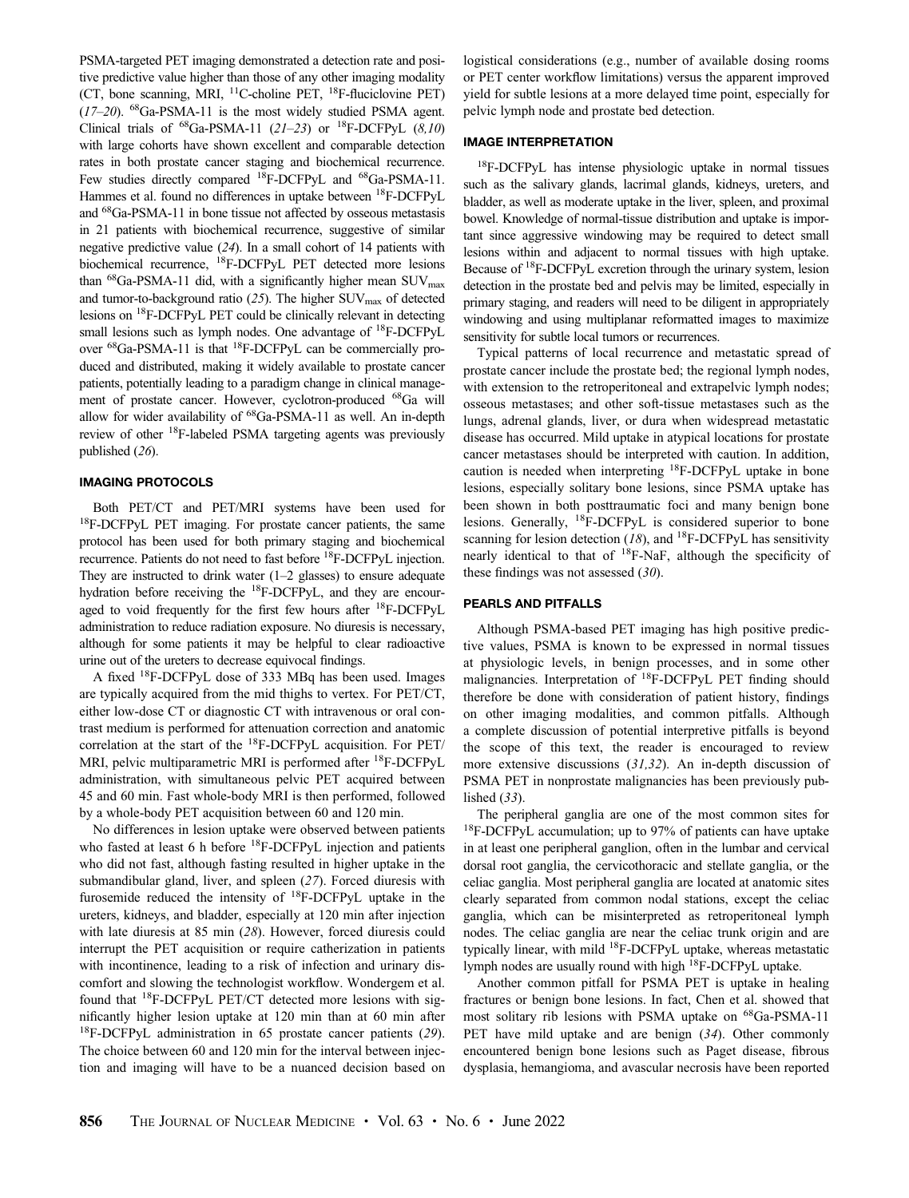PSMA-targeted PET imaging demonstrated a detection rate and positive predictive value higher than those of any other imaging modality (CT, bone scanning, MRI, $^{11}$C-choline PET, $^{18}$F-fluciclovine PET) (*17–20*). $^{68}$Ga-PSMA-11 is the most widely studied PSMA agent. Clinical trials of $^{68}$Ga-PSMA-11 (*21–23*) or $^{18}$F-DCFPyL (*8,10*) with large cohorts have shown excellent and comparable detection rates in both prostate cancer staging and biochemical recurrence. Few studies directly compared $^{18}$F-DCFPyL and $^{68}$Ga-PSMA-11. Hammes et al. found no differences in uptake between $^{18}$F-DCFPyL and $^{68}$Ga-PSMA-11 in bone tissue not affected by osseous metastasis in 21 patients with biochemical recurrence, suggestive of similar negative predictive value (*24*). In a small cohort of 14 patients with biochemical recurrence, $^{18}$F-DCFPyL PET detected more lesions than $^{68}$Ga-PSMA-11 did, with a significantly higher mean $SUV_{max}$ and tumor-to-background ratio (*25*). The higher $SUV_{max}$ of detected lesions on $^{18}$F-DCFPyL PET could be clinically relevant in detecting small lesions such as lymph nodes. One advantage of $^{18}$F-DCFPyL over $^{68}$Ga-PSMA-11 is that $^{18}$F-DCFPyL can be commercially produced and distributed, making it widely available to prostate cancer patients, potentially leading to a paradigm change in clinical management of prostate cancer. However, cyclotron-produced $^{68}$Ga will allow for wider availability of $^{68}$Ga-PSMA-11 as well. An in-depth review of other $^{18}$F-labeled PSMA targeting agents was previously published (*26*).

## IMAGING PROTOCOLS

Both PET/CT and PET/MRI systems have been used for $^{18}$F-DCFPyL PET imaging. For prostate cancer patients, the same protocol has been used for both primary staging and biochemical recurrence. Patients do not need to fast before $^{18}$F-DCFPyL injection. They are instructed to drink water (1–2 glasses) to ensure adequate hydration before receiving the $^{18}$F-DCFPyL, and they are encouraged to void frequently for the first few hours after $^{18}$F-DCFPyL administration to reduce radiation exposure. No diuresis is necessary, although for some patients it may be helpful to clear radioactive urine out of the ureters to decrease equivocal findings.

A fixed $^{18}$F-DCFPyL dose of 333 MBq has been used. Images are typically acquired from the mid thighs to vertex. For PET/CT, either low-dose CT or diagnostic CT with intravenous or oral contrast medium is performed for attenuation correction and anatomic correlation at the start of the $^{18}$F-DCFPyL acquisition. For PET/MRI, pelvic multiparametric MRI is performed after $^{18}$F-DCFPyL administration, with simultaneous pelvic PET acquired between 45 and 60 min. Fast whole-body MRI is then performed, followed by a whole-body PET acquisition between 60 and 120 min.

No differences in lesion uptake were observed between patients who fasted at least 6 h before $^{18}$F-DCFPyL injection and patients who did not fast, although fasting resulted in higher uptake in the submandibular gland, liver, and spleen (*27*). Forced diuresis with furosemide reduced the intensity of $^{18}$F-DCFPyL uptake in the ureters, kidneys, and bladder, especially at 120 min after injection with late diuresis at 85 min (*28*). However, forced diuresis could interrupt the PET acquisition or require catherization in patients with incontinence, leading to a risk of infection and urinary discomfort and slowing the technologist workflow. Wondergem et al. found that $^{18}$F-DCFPyL PET/CT detected more lesions with significantly higher lesion uptake at 120 min than at 60 min after $^{18}$F-DCFPyL administration in 65 prostate cancer patients (*29*). The choice between 60 and 120 min for the interval between injection and imaging will have to be a nuanced decision based on logistical considerations (e.g., number of available dosing rooms or PET center workflow limitations) versus the apparent improved yield for subtle lesions at a more delayed time point, especially for pelvic lymph node and prostate bed detection.

## IMAGE INTERPRETATION

$^{18}$F-DCFPyL has intense physiologic uptake in normal tissues such as the salivary glands, lacrimal glands, kidneys, ureters, and bladder, as well as moderate uptake in the liver, spleen, and proximal bowel. Knowledge of normal-tissue distribution and uptake is important since aggressive windowing may be required to detect small lesions within and adjacent to normal tissues with high uptake. Because of $^{18}$F-DCFPyL excretion through the urinary system, lesion detection in the prostate bed and pelvis may be limited, especially in primary staging, and readers will need to be diligent in appropriately windowing and using multiplanar reformatted images to maximize sensitivity for subtle local tumors or recurrences.

Typical patterns of local recurrence and metastatic spread of prostate cancer include the prostate bed; the regional lymph nodes, with extension to the retroperitoneal and extrapelvic lymph nodes; osseous metastases; and other soft-tissue metastases such as the lungs, adrenal glands, liver, or dura when widespread metastatic disease has occurred. Mild uptake in atypical locations for prostate cancer metastases should be interpreted with caution. In addition, caution is needed when interpreting $^{18}$F-DCFPyL uptake in bone lesions, especially solitary bone lesions, since PSMA uptake has been shown in both posttraumatic foci and many benign bone lesions. Generally, $^{18}$F-DCFPyL is considered superior to bone scanning for lesion detection (*18*), and $^{18}$F-DCFPyL has sensitivity nearly identical to that of $^{18}$F-NaF, although the specificity of these findings was not assessed (*30*).

## PEARLS AND PITFALLS

Although PSMA-based PET imaging has high positive predictive values, PSMA is known to be expressed in normal tissues at physiologic levels, in benign processes, and in some other malignancies. Interpretation of $^{18}$F-DCFPyL PET finding should therefore be done with consideration of patient history, findings on other imaging modalities, and common pitfalls. Although a complete discussion of potential interpretive pitfalls is beyond the scope of this text, the reader is encouraged to review more extensive discussions (*31,32*). An in-depth discussion of PSMA PET in nonprostate malignancies has been previously published (*33*).

The peripheral ganglia are one of the most common sites for $^{18}$F-DCFPyL accumulation; up to 97% of patients can have uptake in at least one peripheral ganglion, often in the lumbar and cervical dorsal root ganglia, the cervicothoracic and stellate ganglia, or the celiac ganglia. Most peripheral ganglia are located at anatomic sites clearly separated from common nodal stations, except the celiac ganglia, which can be misinterpreted as retroperitoneal lymph nodes. The celiac ganglia are near the celiac trunk origin and are typically linear, with mild $^{18}$F-DCFPyL uptake, whereas metastatic lymph nodes are usually round with high $^{18}$F-DCFPyL uptake.

Another common pitfall for PSMA PET is uptake in healing fractures or benign bone lesions. In fact, Chen et al. showed that most solitary rib lesions with PSMA uptake on $^{68}$Ga-PSMA-11 PET have mild uptake and are benign (*34*). Other commonly encountered benign bone lesions such as Paget disease, fibrous dysplasia, hemangioma, and avascular necrosis have been reported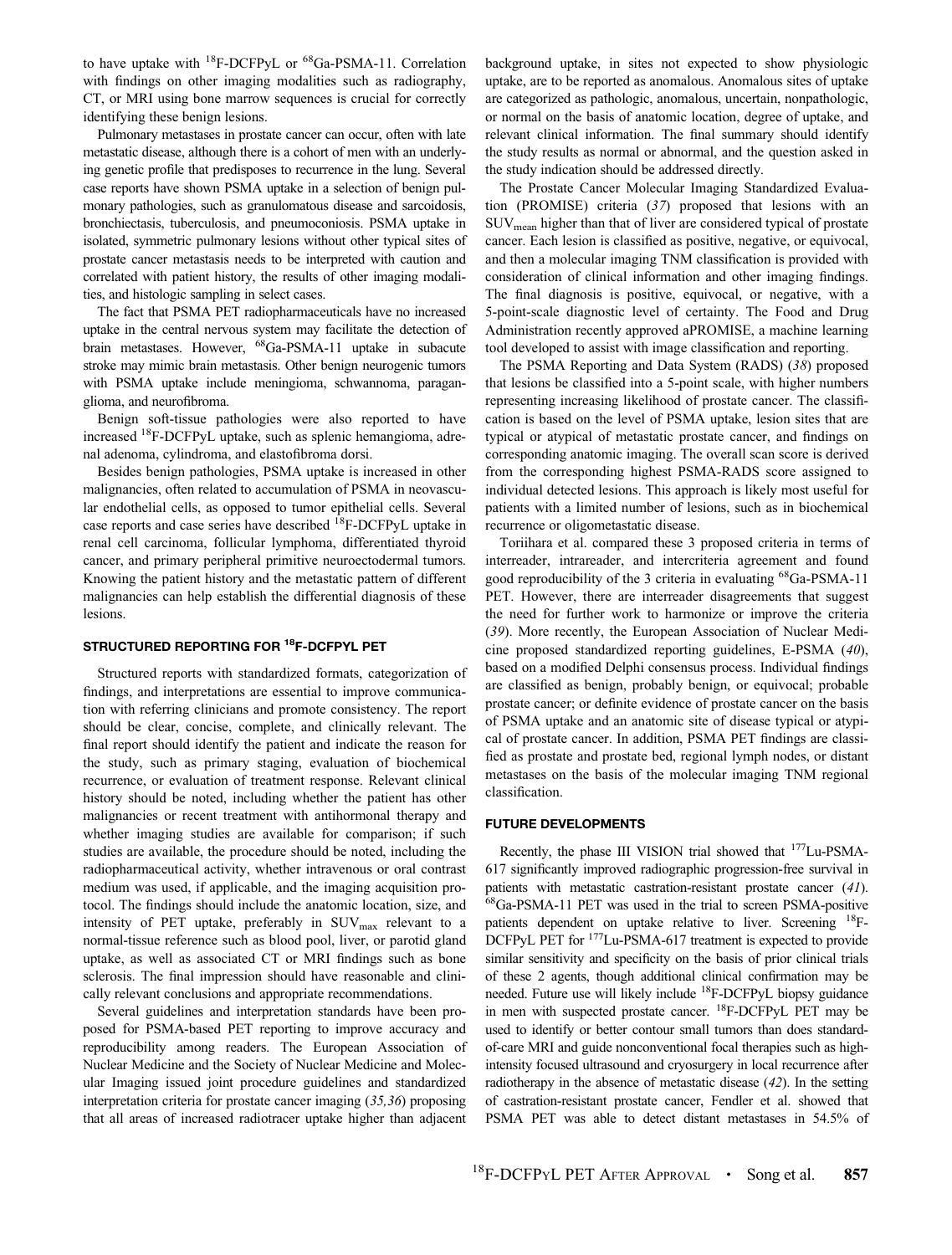to have uptake with $^{18}$F-DCFPyL or $^{68}$Ga-PSMA-11. Correlation with findings on other imaging modalities such as radiography, CT, or MRI using bone marrow sequences is crucial for correctly identifying these benign lesions.

Pulmonary metastases in prostate cancer can occur, often with late metastatic disease, although there is a cohort of men with an underlying genetic profile that predisposes to recurrence in the lung. Several case reports have shown PSMA uptake in a selection of benign pulmonary pathologies, such as granulomatous disease and sarcoidosis, bronchiectasis, tuberculosis, and pneumoconiosis. PSMA uptake in isolated, symmetric pulmonary lesions without other typical sites of prostate cancer metastasis needs to be interpreted with caution and correlated with patient history, the results of other imaging modalities, and histologic sampling in select cases.

The fact that PSMA PET radiopharmaceuticals have no increased uptake in the central nervous system may facilitate the detection of brain metastases. However, $^{68}$Ga-PSMA-11 uptake in subacute stroke may mimic brain metastasis. Other benign neurogenic tumors with PSMA uptake include meningioma, schwannoma, paraganglioma, and neurofibroma.

Benign soft-tissue pathologies were also reported to have increased $^{18}$F-DCFPyL uptake, such as splenic hemangioma, adrenal adenoma, cylindroma, and elastofibroma dorsi.

Besides benign pathologies, PSMA uptake is increased in other malignancies, often related to accumulation of PSMA in neovascular endothelial cells, as opposed to tumor epithelial cells. Several case reports and case series have described $^{18}$F-DCFPyL uptake in renal cell carcinoma, follicular lymphoma, differentiated thyroid cancer, and primary peripheral primitive neuroectodermal tumors. Knowing the patient history and the metastatic pattern of different malignancies can help establish the differential diagnosis of these lesions.

## STRUCTURED REPORTING FOR $^{18}$F-DCFPYL PET

Structured reports with standardized formats, categorization of findings, and interpretations are essential to improve communication with referring clinicians and promote consistency. The report should be clear, concise, complete, and clinically relevant. The final report should identify the patient and indicate the reason for the study, such as primary staging, evaluation of biochemical recurrence, or evaluation of treatment response. Relevant clinical history should be noted, including whether the patient has other malignancies or recent treatment with antihormonal therapy and whether imaging studies are available for comparison; if such studies are available, the procedure should be noted, including the radiopharmaceutical activity, whether intravenous or oral contrast medium was used, if applicable, and the imaging acquisition protocol. The findings should include the anatomic location, size, and intensity of PET uptake, preferably in $SUV_{max}$ relevant to a normal-tissue reference such as blood pool, liver, or parotid gland uptake, as well as associated CT or MRI findings such as bone sclerosis. The final impression should have reasonable and clinically relevant conclusions and appropriate recommendations.

Several guidelines and interpretation standards have been proposed for PSMA-based PET reporting to improve accuracy and reproducibility among readers. The European Association of Nuclear Medicine and the Society of Nuclear Medicine and Molecular Imaging issued joint procedure guidelines and standardized interpretation criteria for prostate cancer imaging (*35,36*) proposing that all areas of increased radiotracer uptake higher than adjacent background uptake, in sites not expected to show physiologic uptake, are to be reported as anomalous. Anomalous sites of uptake are categorized as pathologic, anomalous, uncertain, nonpathologic, or normal on the basis of anatomic location, degree of uptake, and relevant clinical information. The final summary should identify the study results as normal or abnormal, and the question asked in the study indication should be addressed directly.

The Prostate Cancer Molecular Imaging Standardized Evaluation (PROMISE) criteria (*37*) proposed that lesions with an $SUV_{mean}$ higher than that of liver are considered typical of prostate cancer. Each lesion is classified as positive, negative, or equivocal, and then a molecular imaging TNM classification is provided with consideration of clinical information and other imaging findings. The final diagnosis is positive, equivocal, or negative, with a 5-point-scale diagnostic level of certainty. The Food and Drug Administration recently approved aPROMISE, a machine learning tool developed to assist with image classification and reporting.

The PSMA Reporting and Data System (RADS) (*38*) proposed that lesions be classified into a 5-point scale, with higher numbers representing increasing likelihood of prostate cancer. The classification is based on the level of PSMA uptake, lesion sites that are typical or atypical of metastatic prostate cancer, and findings on corresponding anatomic imaging. The overall scan score is derived from the corresponding highest PSMA-RADS score assigned to individual detected lesions. This approach is likely most useful for patients with a limited number of lesions, such as in biochemical recurrence or oligometastatic disease.

Toriihara et al. compared these 3 proposed criteria in terms of interreader, intrareader, and intercriteria agreement and found good reproducibility of the 3 criteria in evaluating $^{68}$Ga-PSMA-11 PET. However, there are interreader disagreements that suggest the need for further work to harmonize or improve the criteria (*39*). More recently, the European Association of Nuclear Medicine proposed standardized reporting guidelines, E-PSMA (*40*), based on a modified Delphi consensus process. Individual findings are classified as benign, probably benign, or equivocal; probable prostate cancer; or definite evidence of prostate cancer on the basis of PSMA uptake and an anatomic site of disease typical or atypical of prostate cancer. In addition, PSMA PET findings are classified as prostate and prostate bed, regional lymph nodes, or distant metastases on the basis of the molecular imaging TNM regional classification.

## FUTURE DEVELOPMENTS

Recently, the phase III VISION trial showed that $^{177}$Lu-PSMA-617 significantly improved radiographic progression-free survival in patients with metastatic castration-resistant prostate cancer (*41*). $^{68}$Ga-PSMA-11 PET was used in the trial to screen PSMA-positive patients dependent on uptake relative to liver. Screening $^{18}$F-DCFPyL PET for $^{177}$Lu-PSMA-617 treatment is expected to provide similar sensitivity and specificity on the basis of prior clinical trials of these 2 agents, though additional clinical confirmation may be needed. Future use will likely include $^{18}$F-DCFPyL biopsy guidance in men with suspected prostate cancer. $^{18}$F-DCFPyL PET may be used to identify or better contour small tumors than does standard-of-care MRI and guide nonconventional focal therapies such as high-intensity focused ultrasound and cryosurgery in local recurrence after radiotherapy in the absence of metastatic disease (*42*). In the setting of castration-resistant prostate cancer, Fendler et al. showed that PSMA PET was able to detect distant metastases in 54.5% of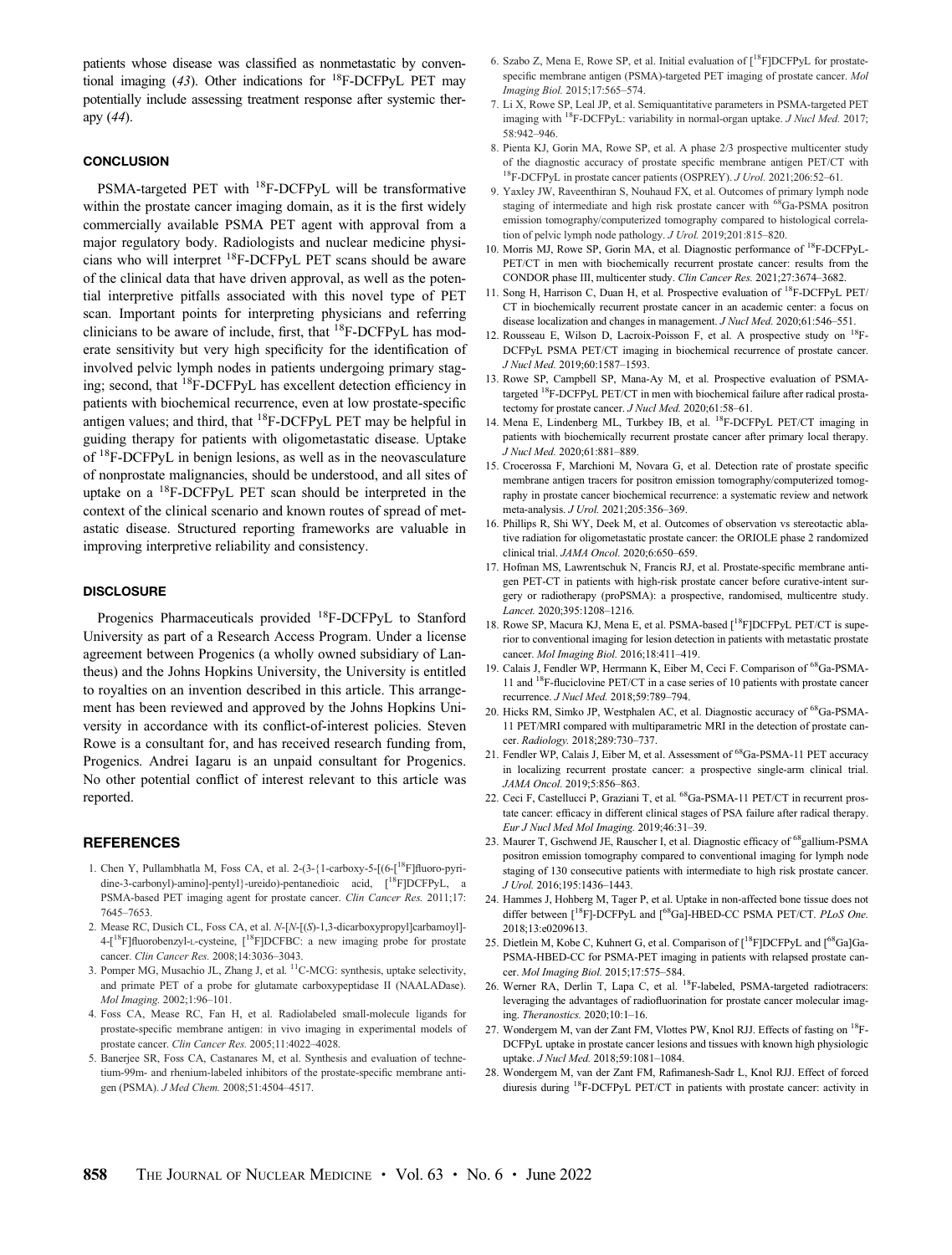patients whose disease was classified as nonmetastatic by conventional imaging (*43*). Other indications for $^{18}$F-DCFPyL PET may potentially include assessing treatment response after systemic therapy (*44*).

## CONCLUSION

PSMA-targeted PET with $^{18}$F-DCFPyL will be transformative within the prostate cancer imaging domain, as it is the first widely commercially available PSMA PET agent with approval from a major regulatory body. Radiologists and nuclear medicine physicians who will interpret $^{18}$F-DCFPyL PET scans should be aware of the clinical data that have driven approval, as well as the potential interpretive pitfalls associated with this novel type of PET scan. Important points for interpreting physicians and referring clinicians to be aware of include, first, that $^{18}$F-DCFPyL has moderate sensitivity but very high specificity for the identification of involved pelvic lymph nodes in patients undergoing primary staging; second, that $^{18}$F-DCFPyL has excellent detection efficiency in patients with biochemical recurrence, even at low prostate-specific antigen values; and third, that $^{18}$F-DCFPyL PET may be helpful in guiding therapy for patients with oligometastatic disease. Uptake of $^{18}$F-DCFPyL in benign lesions, as well as in the neovasculature of nonprostate malignancies, should be understood, and all sites of uptake on a $^{18}$F-DCFPyL PET scan should be interpreted in the context of the clinical scenario and known routes of spread of metastatic disease. Structured reporting frameworks are valuable in improving interpretive reliability and consistency.

## DISCLOSURE

Progenics Pharmaceuticals provided $^{18}$F-DCFPyL to Stanford University as part of a Research Access Program. Under a license agreement between Progenics (a wholly owned subsidiary of Lantheus) and the Johns Hopkins University, the University is entitled to royalties on an invention described in this article. This arrangement has been reviewed and approved by the Johns Hopkins University in accordance with its conflict-of-interest policies. Steven Rowe is a consultant for, and has received research funding from, Progenics. Andrei Iagaru is an unpaid consultant for Progenics. No other potential conflict of interest relevant to this article was reported.

## REFERENCES

1. Chen Y, Pullambhatla M, Foss CA, et al. 2-(3-{1-carboxy-5-[(6-[$^{18}$F]fluoro-pyridine-3-carbonyl)-amino]-pentyl}-ureido)-pentanedioic acid, [$^{18}$F]DCFPyL, a PSMA-based PET imaging agent for prostate cancer. *Clin Cancer Res.* 2011;17:7645–7653.
2. Mease RC, Dusich CL, Foss CA, et al. *N*-[*N*-[(*S*)-1,3-dicarboxypropyl]carbamoyl]-4-[$^{18}$F]fluorobenzyl-L-cysteine, [$^{18}$F]DCFBC: a new imaging probe for prostate cancer. *Clin Cancer Res.* 2008;14:3036–3043.
3. Pomper MG, Musachio JL, Zhang J, et al. $^{11}$C-MCG: synthesis, uptake selectivity, and primate PET of a probe for glutamate carboxypeptidase II (NAALADase). *Mol Imaging.* 2002;1:96–101.
4. Foss CA, Mease RC, Fan H, et al. Radiolabeled small-molecule ligands for prostate-specific membrane antigen: in vivo imaging in experimental models of prostate cancer. *Clin Cancer Res.* 2005;11:4022–4028.
5. Banerjee SR, Foss CA, Castanares M, et al. Synthesis and evaluation of technetium-99m- and rhenium-labeled inhibitors of the prostate-specific membrane antigen (PSMA). *J Med Chem.* 2008;51:4504–4517.
6. Szabo Z, Mena E, Rowe SP, et al. Initial evaluation of [$^{18}$F]DCFPyL for prostate-specific membrane antigen (PSMA)-targeted PET imaging of prostate cancer. *Mol Imaging Biol.* 2015;17:565–574.
7. Li X, Rowe SP, Leal JP, et al. Semiquantitative parameters in PSMA-targeted PET imaging with $^{18}$F-DCFPyL: variability in normal-organ uptake. *J Nucl Med.* 2017;58:942–946.
8. Pienta KJ, Gorin MA, Rowe SP, et al. A phase 2/3 prospective multicenter study of the diagnostic accuracy of prostate specific membrane antigen PET/CT with $^{18}$F-DCFPyL in prostate cancer patients (OSPREY). *J Urol.* 2021;206:52–61.
9. Yaxley JW, Raveenthiran S, Nouhaud FX, et al. Outcomes of primary lymph node staging of intermediate and high risk prostate cancer with $^{68}$Ga-PSMA positron emission tomography/computerized tomography compared to histological correlation of pelvic lymph node pathology. *J Urol.* 2019;201:815–820.
10. Morris MJ, Rowe SP, Gorin MA, et al. Diagnostic performance of $^{18}$F-DCFPyL-PET/CT in men with biochemically recurrent prostate cancer: results from the CONDOR phase III, multicenter study. *Clin Cancer Res.* 2021;27:3674–3682.
11. Song H, Harrison C, Duan H, et al. Prospective evaluation of $^{18}$F-DCFPyL PET/CT in biochemically recurrent prostate cancer in an academic center: a focus on disease localization and changes in management. *J Nucl Med.* 2020;61:546–551.
12. Rousseau E, Wilson D, Lacroix-Poisson F, et al. A prospective study on $^{18}$F-DCFPyL PSMA PET/CT imaging in biochemical recurrence of prostate cancer. *J Nucl Med.* 2019;60:1587–1593.
13. Rowe SP, Campbell SP, Mana-Ay M, et al. Prospective evaluation of PSMA-targeted $^{18}$F-DCFPyL PET/CT in men with biochemical failure after radical prostatectomy for prostate cancer. *J Nucl Med.* 2020;61:58–61.
14. Mena E, Lindenberg ML, Turkbey IB, et al. $^{18}$F-DCFPyL PET/CT imaging in patients with biochemically recurrent prostate cancer after primary local therapy. *J Nucl Med.* 2020;61:881–889.
15. Crocerossa F, Marchioni M, Novara G, et al. Detection rate of prostate specific membrane antigen tracers for positron emission tomography/computerized tomography in prostate cancer biochemical recurrence: a systematic review and network meta-analysis. *J Urol.* 2021;205:356–369.
16. Phillips R, Shi WY, Deek M, et al. Outcomes of observation vs stereotactic ablative radiation for oligometastatic prostate cancer: the ORIOLE phase 2 randomized clinical trial. *JAMA Oncol.* 2020;6:650–659.
17. Hofman MS, Lawrentschuk N, Francis RJ, et al. Prostate-specific membrane antigen PET-CT in patients with high-risk prostate cancer before curative-intent surgery or radiotherapy (proPSMA): a prospective, randomised, multicentre study. *Lancet.* 2020;395:1208–1216.
18. Rowe SP, Macura KJ, Mena E, et al. PSMA-based [$^{18}$F]DCFPyL PET/CT is superior to conventional imaging for lesion detection in patients with metastatic prostate cancer. *Mol Imaging Biol.* 2016;18:411–419.
19. Calais J, Fendler WP, Herrmann K, Eiber M, Ceci F. Comparison of $^{68}$Ga-PSMA-11 and $^{18}$F-fluciclovine PET/CT in a case series of 10 patients with prostate cancer recurrence. *J Nucl Med.* 2018;59:789–794.
20. Hicks RM, Simko JP, Westphalen AC, et al. Diagnostic accuracy of $^{68}$Ga-PSMA-11 PET/MRI compared with multiparametric MRI in the detection of prostate cancer. *Radiology.* 2018;289:730–737.
21. Fendler WP, Calais J, Eiber M, et al. Assessment of $^{68}$Ga-PSMA-11 PET accuracy in localizing recurrent prostate cancer: a prospective single-arm clinical trial. *JAMA Oncol.* 2019;5:856–863.
22. Ceci F, Castellucci P, Graziani T, et al. $^{68}$Ga-PSMA-11 PET/CT in recurrent prostate cancer: efficacy in different clinical stages of PSA failure after radical therapy. *Eur J Nucl Med Mol Imaging.* 2019;46:31–39.
23. Maurer T, Gschwend JE, Rauscher I, et al. Diagnostic efficacy of $^{68}$gallium-PSMA positron emission tomography compared to conventional imaging for lymph node staging of 130 consecutive patients with intermediate to high risk prostate cancer. *J Urol.* 2016;195:1436–1443.
24. Hammes J, Hohberg M, Tager P, et al. Uptake in non-affected bone tissue does not differ between [$^{18}$F]-DCFPyL and [$^{68}$Ga]-HBED-CC PSMA PET/CT. *PLoS One.* 2018;13:e0209613.
25. Dietlein M, Kobe C, Kuhnert G, et al. Comparison of [$^{18}$F]DCFPyL and [$^{68}$Ga]Ga-PSMA-HBED-CC for PSMA-PET imaging in patients with relapsed prostate cancer. *Mol Imaging Biol.* 2015;17:575–584.
26. Werner RA, Derlin T, Lapa C, et al. $^{18}$F-labeled, PSMA-targeted radiotracers: leveraging the advantages of radiofluorination for prostate cancer molecular imaging. *Theranostics.* 2020;10:1–16.
27. Wondergem M, van der Zant FM, Vlottes PW, Knol RJJ. Effects of fasting on $^{18}$F-DCFPyL uptake in prostate cancer lesions and tissues with known high physiologic uptake. *J Nucl Med.* 2018;59:1081–1084.
28. Wondergem M, van der Zant FM, Rafimanesh-Sadr L, Knol RJJ. Effect of forced diuresis during $^{18}$F-DCFPyL PET/CT in patients with prostate cancer: activity in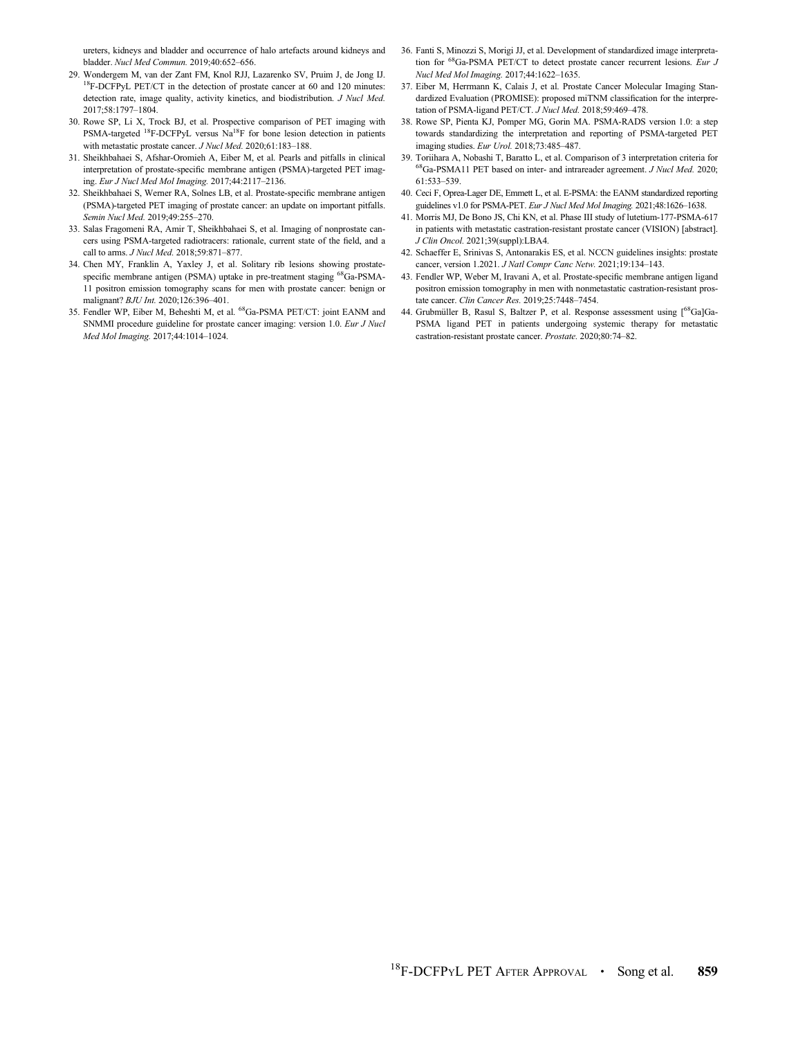ureters, kidneys and bladder and occurrence of halo artefacts around kidneys and bladder. *Nucl Med Commun.* 2019;40:652–656.

29. Wondergem M, van der Zant FM, Knol RJJ, Lazarenko SV, Pruim J, de Jong IJ. $^{18}$F-DCFPyL PET/CT in the detection of prostate cancer at 60 and 120 minutes: detection rate, image quality, activity kinetics, and biodistribution. *J Nucl Med.* 2017;58:1797–1804.
30. Rowe SP, Li X, Trock BJ, et al. Prospective comparison of PET imaging with PSMA-targeted $^{18}$F-DCFPyL versus Na$^{18}$F for bone lesion detection in patients with metastatic prostate cancer. *J Nucl Med.* 2020;61:183–188.
31. Sheikhbahaei S, Afshar-Oromieh A, Eiber M, et al. Pearls and pitfalls in clinical interpretation of prostate-specific membrane antigen (PSMA)-targeted PET imaging. *Eur J Nucl Med Mol Imaging.* 2017;44:2117–2136.
32. Sheikhbahaei S, Werner RA, Solnes LB, et al. Prostate-specific membrane antigen (PSMA)-targeted PET imaging of prostate cancer: an update on important pitfalls. *Semin Nucl Med.* 2019;49:255–270.
33. Salas Fragomeni RA, Amir T, Sheikhbahaei S, et al. Imaging of nonprostate cancers using PSMA-targeted radiotracers: rationale, current state of the field, and a call to arms. *J Nucl Med.* 2018;59:871–877.
34. Chen MY, Franklin A, Yaxley J, et al. Solitary rib lesions showing prostate-specific membrane antigen (PSMA) uptake in pre-treatment staging $^{68}$Ga-PSMA-11 positron emission tomography scans for men with prostate cancer: benign or malignant? *BJU Int.* 2020;126:396–401.
35. Fendler WP, Eiber M, Beheshti M, et al. $^{68}$Ga-PSMA PET/CT: joint EANM and SNMMI procedure guideline for prostate cancer imaging: version 1.0. *Eur J Nucl Med Mol Imaging.* 2017;44:1014–1024.
36. Fanti S, Minozzi S, Morigi JJ, et al. Development of standardized image interpretation for $^{68}$Ga-PSMA PET/CT to detect prostate cancer recurrent lesions. *Eur J Nucl Med Mol Imaging.* 2017;44:1622–1635.
37. Eiber M, Herrmann K, Calais J, et al. Prostate Cancer Molecular Imaging Standardized Evaluation (PROMISE): proposed miTNM classification for the interpretation of PSMA-ligand PET/CT. *J Nucl Med.* 2018;59:469–478.
38. Rowe SP, Pienta KJ, Pomper MG, Gorin MA. PSMA-RADS version 1.0: a step towards standardizing the interpretation and reporting of PSMA-targeted PET imaging studies. *Eur Urol.* 2018;73:485–487.
39. Toriihara A, Nobashi T, Baratto L, et al. Comparison of 3 interpretation criteria for $^{68}$Ga-PSMA11 PET based on inter- and intrareader agreement. *J Nucl Med.* 2020; 61:533–539.
40. Ceci F, Oprea-Lager DE, Emmett L, et al. E-PSMA: the EANM standardized reporting guidelines v1.0 for PSMA-PET. *Eur J Nucl Med Mol Imaging.* 2021;48:1626–1638.
41. Morris MJ, De Bono JS, Chi KN, et al. Phase III study of lutetium-177-PSMA-617 in patients with metastatic castration-resistant prostate cancer (VISION) [abstract]. *J Clin Oncol.* 2021;39(suppl):LBA4.
42. Schaeffer E, Srinivas S, Antonarakis ES, et al. NCCN guidelines insights: prostate cancer, version 1.2021. *J Natl Compr Canc Netw.* 2021;19:134–143.
43. Fendler WP, Weber M, Iravani A, et al. Prostate-specific membrane antigen ligand positron emission tomography in men with nonmetastatic castration-resistant prostate cancer. *Clin Cancer Res.* 2019;25:7448–7454.
44. Grubmüller B, Rasul S, Baltzer P, et al. Response assessment using [$^{68}$Ga]Ga-PSMA ligand PET in patients undergoing systemic therapy for metastatic castration-resistant prostate cancer. *Prostate.* 2020;80:74–82.